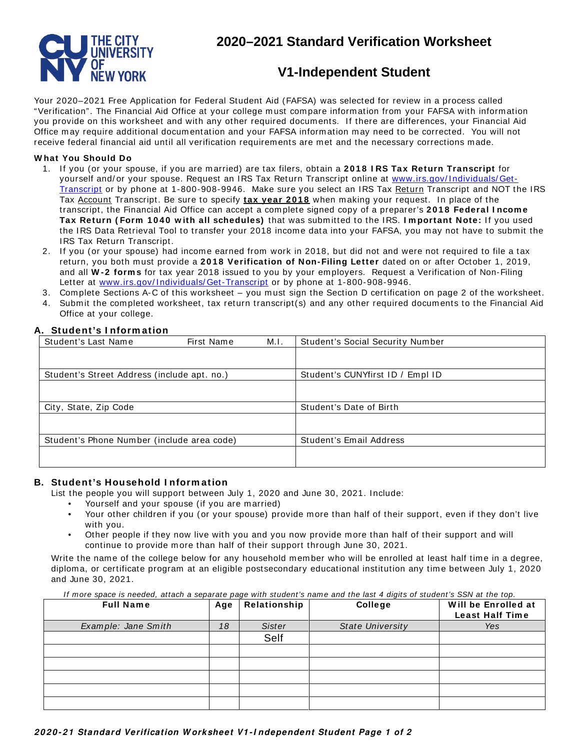# 2020–2021 Standard Verification Worksheet

## V1-Independent Student

Your 2020–2021 Free Application for Federal Student Aid (FAFSA) was selected for review in a process called "Verification". The Financial Aid Office at your college must compare information from your FAFSA with information you provide on this worksheet and with any other required documents. If there are differences, your Financial Aid Office may require additional documentation and your FAFSA information may need to be corrected. You will not receive federal financial aid until all verification requirements are met and the necessary corrections made.

**What You Should Do**

1. If you (or your spouse, if you are married) are tax filers, obtain a **2018 IRS Tax Return Transcript** for yourself and/or your spouse. Request an IRS Tax Return Transcript online at www.irs.gov/Individuals/Get-Transcript or by phone at 1-800-908-9946. Make sure you select an IRS Tax Return Transcript and NOT the IRS Tax Account Transcript. Be sure to specify **tax year 2018** when making your request. In place of the transcript, the Financial Aid Office can accept a complete signed copy of a preparer's **2018 Federal Income Tax Return (Form 1040 with all schedules)** that was submitted to the IRS. **Important Note:** If you used the IRS Data Retrieval Tool to transfer your 2018 income data into your FAFSA, you may not have to submit the IRS Tax Return Transcript.
2. If you (or your spouse) had income earned from work in 2018, but did not and were not required to file a tax return, you both must provide a **2018 Verification of Non-Filing Letter** dated on or after October 1, 2019, and all **W-2 forms** for tax year 2018 issued to you by your employers. Request a Verification of Non-Filing Letter at www.irs.gov/Individuals/Get-Transcript or by phone at 1-800-908-9946.
3. Complete Sections A-C of this worksheet – you must sign the Section D certification on page 2 of the worksheet.
4. Submit the completed worksheet, tax return transcript(s) and any other required documents to the Financial Aid Office at your college.

### A. Student's Information

| Student's Last Name / First Name / M.I. | Student's Social Security Number |
|---|---|
| | |
| Student's Street Address (include apt. no.) | Student's CUNYfirst ID / Empl ID |
| | |
| City, State, Zip Code | Student's Date of Birth |
| | |
| Student's Phone Number (include area code) | Student's Email Address |
| | |

### B. Student's Household Information

List the people you will support between July 1, 2020 and June 30, 2021. Include:

- Yourself and your spouse (if you are married)
- Your other children if you (or your spouse) provide more than half of their support, even if they don't live with you.
- Other people if they now live with you and you now provide more than half of their support and will continue to provide more than half of their support through June 30, 2021.

Write the name of the college below for any household member who will be enrolled at least half time in a degree, diploma, or certificate program at an eligible postsecondary educational institution any time between July 1, 2020 and June 30, 2021.

*If more space is needed, attach a separate page with student's name and the last 4 digits of student's SSN at the top.*

| Full Name | Age | Relationship | College | Will be Enrolled at Least Half Time |
|---|---|---|---|---|
| *Example: Jane Smith* | *18* | *Sister* | *State University* | *Yes* |
| | | Self | | |
| | | | | |
| | | | | |
| | | | | |
| | | | | |
| | | | | |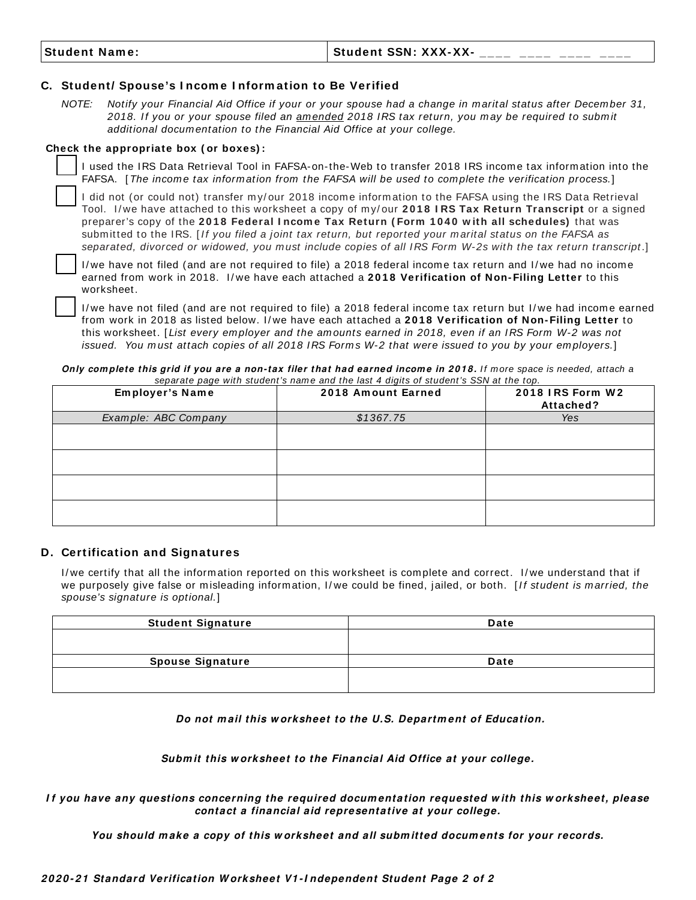| Student Name: | Student SSN: XXX-XX- ____ ____ ____ ____ |
|---|---|

### C. Student/Spouse's Income Information to Be Verified

NOTE: *Notify your Financial Aid Office if your or your spouse had a change in marital status after December 31, 2018. If you or your spouse filed an amended 2018 IRS tax return, you may be required to submit additional documentation to the Financial Aid Office at your college.*

**Check the appropriate box (or boxes):**

☐ I used the IRS Data Retrieval Tool in FAFSA-on-the-Web to transfer 2018 IRS income tax information into the FAFSA. [*The income tax information from the FAFSA will be used to complete the verification process.*]

☐ I did not (or could not) transfer my/our 2018 income information to the FAFSA using the IRS Data Retrieval Tool. I/we have attached to this worksheet a copy of my/our **2018 IRS Tax Return Transcript** or a signed preparer's copy of the **2018 Federal Income Tax Return (Form 1040 with all schedules)** that was submitted to the IRS. [*If you filed a joint tax return, but reported your marital status on the FAFSA as separated, divorced or widowed, you must include copies of all IRS Form W-2s with the tax return transcript*.]

☐ I/we have not filed (and are not required to file) a 2018 federal income tax return and I/we had no income earned from work in 2018. I/we have each attached a **2018 Verification of Non-Filing Letter** to this worksheet.

☐ I/we have not filed (and are not required to file) a 2018 federal income tax return but I/we had income earned from work in 2018 as listed below. I/we have each attached a **2018 Verification of Non-Filing Letter** to this worksheet. [*List every employer and the amounts earned in 2018, even if an IRS Form W-2 was not issued. You must attach copies of all 2018 IRS Forms W-2 that were issued to you by your employers.*]

***Only complete this grid if you are a non-tax filer that had earned income in 2018.*** *If more space is needed, attach a separate page with student's name and the last 4 digits of student's SSN at the top.*

| Employer's Name | 2018 Amount Earned | 2018 IRS Form W2 Attached? |
|---|---|---|
| *Example: ABC Company* | *$1367.75* | *Yes* |
| | | |
| | | |
| | | |
| | | |

### D. Certification and Signatures

I/we certify that all the information reported on this worksheet is complete and correct. I/we understand that if we purposely give false or misleading information, I/we could be fined, jailed, or both. [*If student is married, the spouse's signature is optional.*]

| Student Signature | Date |
|---|---|
| | |
| **Spouse Signature** | **Date** |
| | |

***Do not mail this worksheet to the U.S. Department of Education.***

***Submit this worksheet to the Financial Aid Office at your college.***

***If you have any questions concerning the required documentation requested with this worksheet, please contact a financial aid representative at your college.***

***You should make a copy of this worksheet and all submitted documents for your records.***